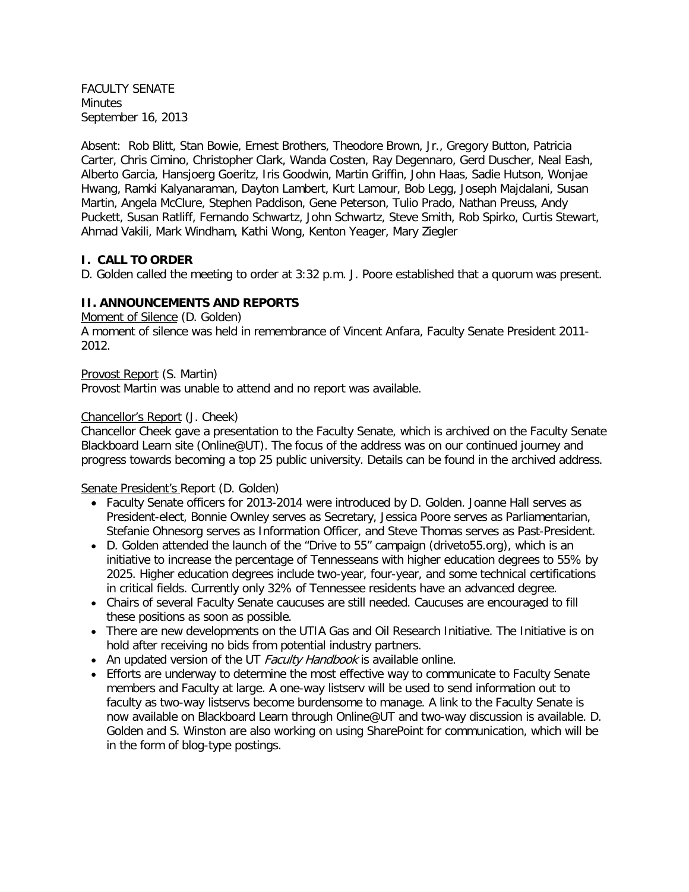FACULTY SENATE
Minutes
September 16, 2013

Absent: Rob Blitt, Stan Bowie, Ernest Brothers, Theodore Brown, Jr., Gregory Button, Patricia Carter, Chris Cimino, Christopher Clark, Wanda Costen, Ray Degennaro, Gerd Duscher, Neal Eash, Alberto Garcia, Hansjoerg Goeritz, Iris Goodwin, Martin Griffin, John Haas, Sadie Hutson, Wonjae Hwang, Ramki Kalyanaraman, Dayton Lambert, Kurt Lamour, Bob Legg, Joseph Majdalani, Susan Martin, Angela McClure, Stephen Paddison, Gene Peterson, Tulio Prado, Nathan Preuss, Andy Puckett, Susan Ratliff, Fernando Schwartz, John Schwartz, Steve Smith, Rob Spirko, Curtis Stewart, Ahmad Vakili, Mark Windham, Kathi Wong, Kenton Yeager, Mary Ziegler

## I. CALL TO ORDER

D. Golden called the meeting to order at 3:32 p.m. J. Poore established that a quorum was present.

## II. ANNOUNCEMENTS AND REPORTS

Moment of Silence (D. Golden)
A moment of silence was held in remembrance of Vincent Anfara, Faculty Senate President 2011-2012.

Provost Report (S. Martin)
Provost Martin was unable to attend and no report was available.

Chancellor's Report (J. Cheek)
Chancellor Cheek gave a presentation to the Faculty Senate, which is archived on the Faculty Senate Blackboard Learn site (Online@UT). The focus of the address was on our continued journey and progress towards becoming a top 25 public university. Details can be found in the archived address.

Senate President's Report (D. Golden)

- Faculty Senate officers for 2013-2014 were introduced by D. Golden. Joanne Hall serves as President-elect, Bonnie Ownley serves as Secretary, Jessica Poore serves as Parliamentarian, Stefanie Ohnesorg serves as Information Officer, and Steve Thomas serves as Past-President.
- D. Golden attended the launch of the "Drive to 55" campaign (driveto55.org), which is an initiative to increase the percentage of Tennesseans with higher education degrees to 55% by 2025. Higher education degrees include two-year, four-year, and some technical certifications in critical fields. Currently only 32% of Tennessee residents have an advanced degree.
- Chairs of several Faculty Senate caucuses are still needed. Caucuses are encouraged to fill these positions as soon as possible.
- There are new developments on the UTIA Gas and Oil Research Initiative. The Initiative is on hold after receiving no bids from potential industry partners.
- An updated version of the UT *Faculty Handbook* is available online.
- Efforts are underway to determine the most effective way to communicate to Faculty Senate members and Faculty at large. A one-way listserv will be used to send information out to faculty as two-way listservs become burdensome to manage. A link to the Faculty Senate is now available on Blackboard Learn through Online@UT and two-way discussion is available. D. Golden and S. Winston are also working on using SharePoint for communication, which will be in the form of blog-type postings.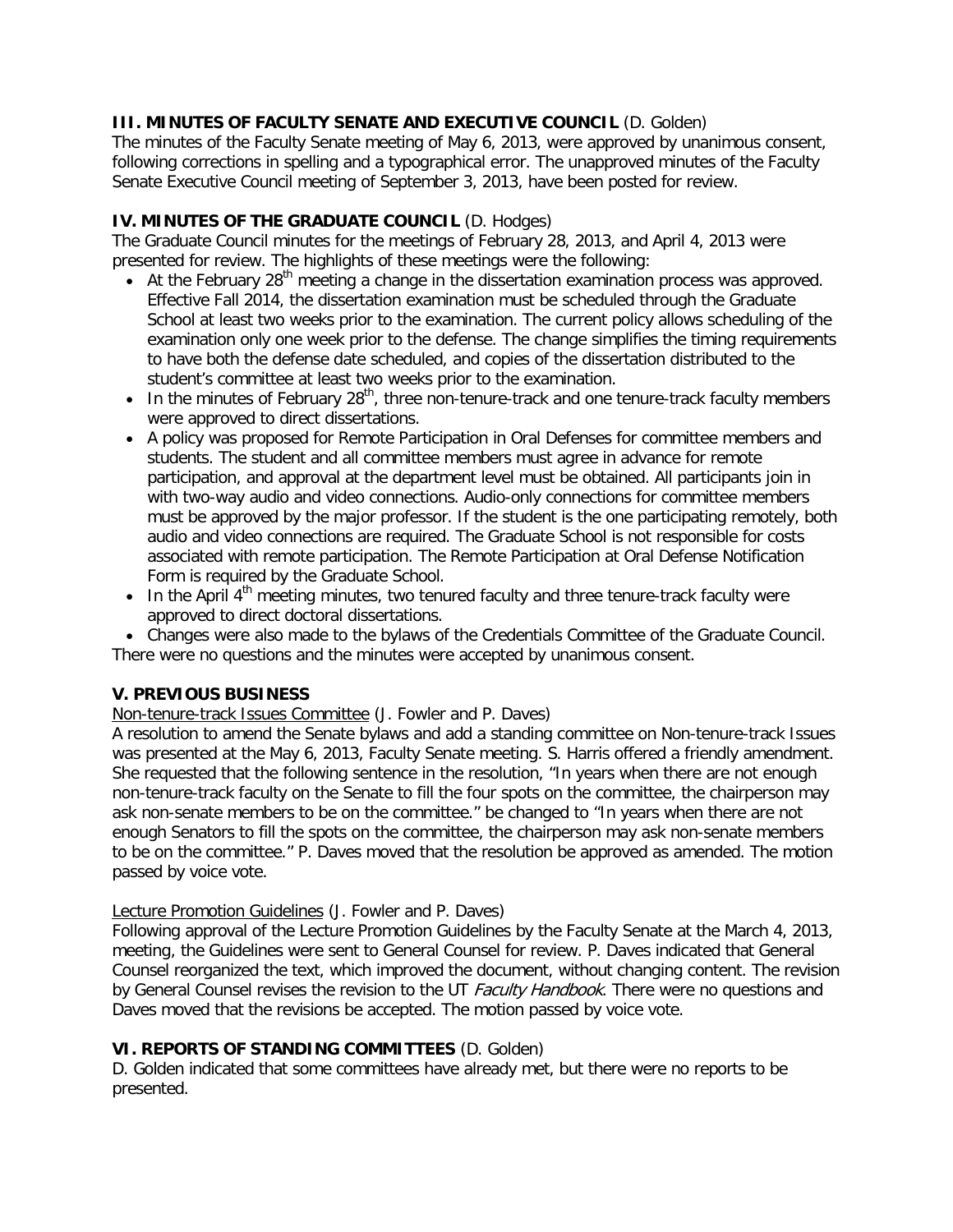### III. MINUTES OF FACULTY SENATE AND EXECUTIVE COUNCIL (D. Golden)

The minutes of the Faculty Senate meeting of May 6, 2013, were approved by unanimous consent, following corrections in spelling and a typographical error. The unapproved minutes of the Faculty Senate Executive Council meeting of September 3, 2013, have been posted for review.

### IV. MINUTES OF THE GRADUATE COUNCIL (D. Hodges)

The Graduate Council minutes for the meetings of February 28, 2013, and April 4, 2013 were presented for review. The highlights of these meetings were the following:

- At the February 28th meeting a change in the dissertation examination process was approved. Effective Fall 2014, the dissertation examination must be scheduled through the Graduate School at least two weeks prior to the examination. The current policy allows scheduling of the examination only one week prior to the defense. The change simplifies the timing requirements to have both the defense date scheduled, and copies of the dissertation distributed to the student's committee at least two weeks prior to the examination.
- In the minutes of February 28th, three non-tenure-track and one tenure-track faculty members were approved to direct dissertations.
- A policy was proposed for Remote Participation in Oral Defenses for committee members and students. The student and all committee members must agree in advance for remote participation, and approval at the department level must be obtained. All participants join in with two-way audio and video connections. Audio-only connections for committee members must be approved by the major professor. If the student is the one participating remotely, both audio and video connections are required. The Graduate School is not responsible for costs associated with remote participation. The Remote Participation at Oral Defense Notification Form is required by the Graduate School.
- In the April 4th meeting minutes, two tenured faculty and three tenure-track faculty were approved to direct doctoral dissertations.
- Changes were also made to the bylaws of the Credentials Committee of the Graduate Council.

There were no questions and the minutes were accepted by unanimous consent.

### V. PREVIOUS BUSINESS

Non-tenure-track Issues Committee (J. Fowler and P. Daves)

A resolution to amend the Senate bylaws and add a standing committee on Non-tenure-track Issues was presented at the May 6, 2013, Faculty Senate meeting. S. Harris offered a friendly amendment. She requested that the following sentence in the resolution, "In years when there are not enough non-tenure-track faculty on the Senate to fill the four spots on the committee, the chairperson may ask non-senate members to be on the committee." be changed to "In years when there are not enough Senators to fill the spots on the committee, the chairperson may ask non-senate members to be on the committee." P. Daves moved that the resolution be approved as amended. The motion passed by voice vote.

Lecture Promotion Guidelines (J. Fowler and P. Daves)

Following approval of the Lecture Promotion Guidelines by the Faculty Senate at the March 4, 2013, meeting, the Guidelines were sent to General Counsel for review. P. Daves indicated that General Counsel reorganized the text, which improved the document, without changing content. The revision by General Counsel revises the revision to the UT *Faculty Handbook*. There were no questions and Daves moved that the revisions be accepted. The motion passed by voice vote.

### VI. REPORTS OF STANDING COMMITTEES (D. Golden)

D. Golden indicated that some committees have already met, but there were no reports to be presented.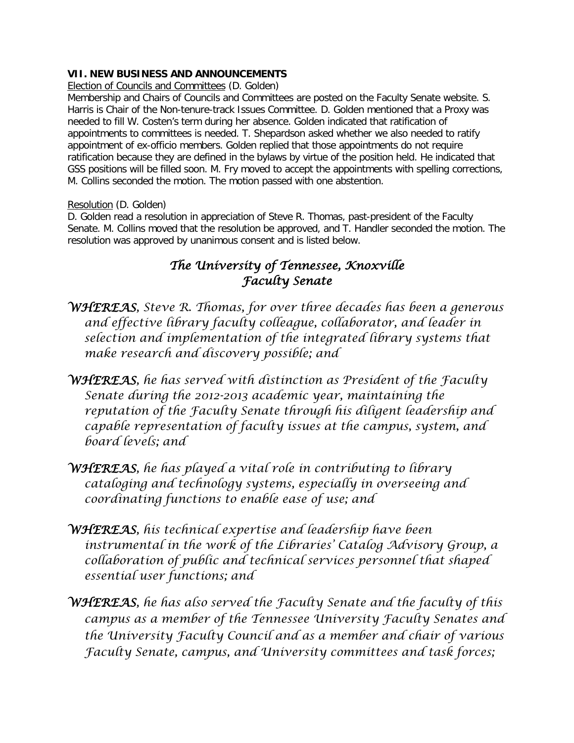**VII. NEW BUSINESS AND ANNOUNCEMENTS**

Election of Councils and Committees (D. Golden)

Membership and Chairs of Councils and Committees are posted on the Faculty Senate website. S. Harris is Chair of the Non-tenure-track Issues Committee. D. Golden mentioned that a Proxy was needed to fill W. Costen's term during her absence. Golden indicated that ratification of appointments to committees is needed. T. Shepardson asked whether we also needed to ratify appointment of ex-officio members. Golden replied that those appointments do not require ratification because they are defined in the bylaws by virtue of the position held. He indicated that GSS positions will be filled soon. M. Fry moved to accept the appointments with spelling corrections, M. Collins seconded the motion. The motion passed with one abstention.

Resolution (D. Golden)

D. Golden read a resolution in appreciation of Steve R. Thomas, past-president of the Faculty Senate. M. Collins moved that the resolution be approved, and T. Handler seconded the motion. The resolution was approved by unanimous consent and is listed below.

## *The University of Tennessee, Knoxville*
## *Faculty Senate*

*WHEREAS, Steve R. Thomas, for over three decades has been a generous and effective library faculty colleague, collaborator, and leader in selection and implementation of the integrated library systems that make research and discovery possible; and*

*WHEREAS, he has served with distinction as President of the Faculty Senate during the 2012-2013 academic year, maintaining the reputation of the Faculty Senate through his diligent leadership and capable representation of faculty issues at the campus, system, and board levels; and*

*WHEREAS, he has played a vital role in contributing to library cataloging and technology systems, especially in overseeing and coordinating functions to enable ease of use; and*

*WHEREAS, his technical expertise and leadership have been instrumental in the work of the Libraries' Catalog Advisory Group, a collaboration of public and technical services personnel that shaped essential user functions; and*

*WHEREAS, he has also served the Faculty Senate and the faculty of this campus as a member of the Tennessee University Faculty Senates and the University Faculty Council and as a member and chair of various Faculty Senate, campus, and University committees and task forces;*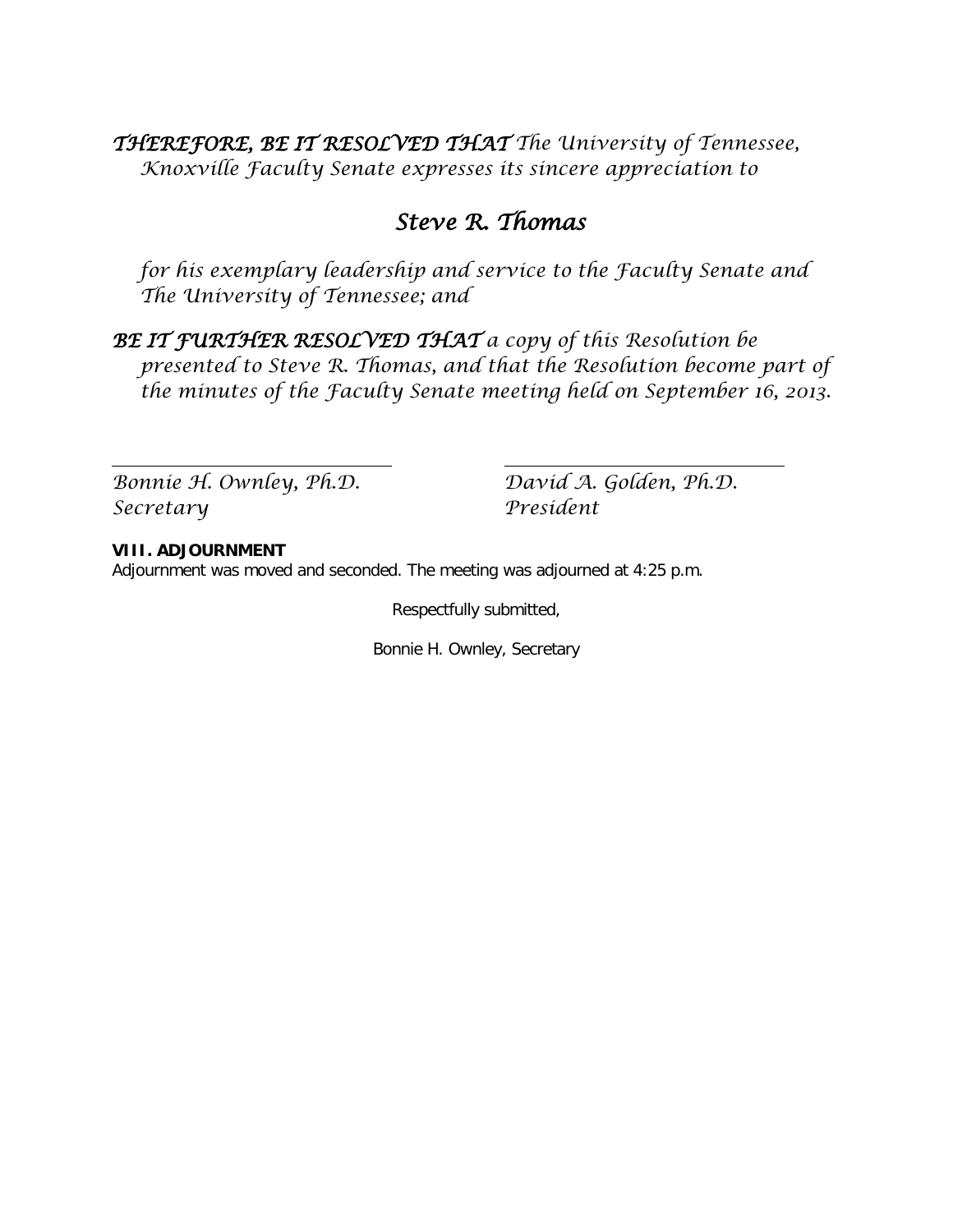*THEREFORE, BE IT RESOLVED THAT The University of Tennessee, Knoxville Faculty Senate expresses its sincere appreciation to*

*Steve R. Thomas*

*for his exemplary leadership and service to the Faculty Senate and The University of Tennessee; and*

*BE IT FURTHER RESOLVED THAT a copy of this Resolution be presented to Steve R. Thomas, and that the Resolution become part of the minutes of the Faculty Senate meeting held on September 16, 2013.*

| | |
|---|---|
| *Bonnie H. Ownley, Ph.D.*<br>*Secretary* | *David A. Golden, Ph.D.*<br>*President* |

**VIII. ADJOURNMENT**

Adjournment was moved and seconded. The meeting was adjourned at 4:25 p.m.

Respectfully submitted,

Bonnie H. Ownley, Secretary